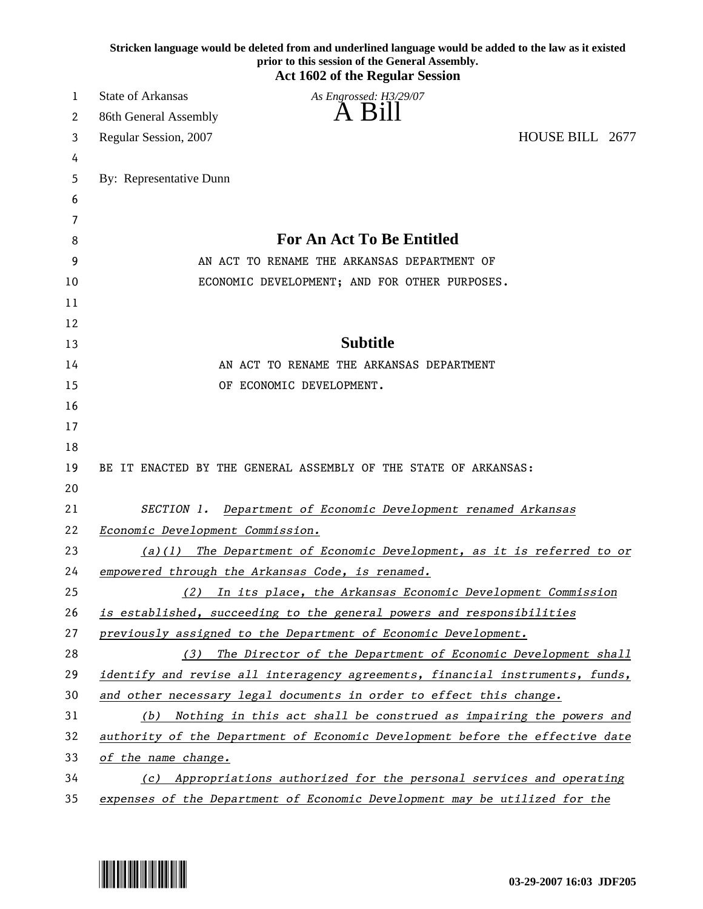**Stricken language would be deleted from and underlined language would be added to the law as it existed prior to this session of the General Assembly.**

**Act 1602 of the Regular Session**

State of Arkansas — *As Engrossed: H3/29/07*

86th General Assembly

# A Bill

Regular Session, 2007 — HOUSE BILL 2677

By: Representative Dunn

## For An Act To Be Entitled

AN ACT TO RENAME THE ARKANSAS DEPARTMENT OF ECONOMIC DEVELOPMENT; AND FOR OTHER PURPOSES.

## Subtitle

AN ACT TO RENAME THE ARKANSAS DEPARTMENT OF ECONOMIC DEVELOPMENT.

BE IT ENACTED BY THE GENERAL ASSEMBLY OF THE STATE OF ARKANSAS:

*SECTION 1. <u>Department of Economic Development renamed Arkansas Economic Development Commission.</u>*

*<u>(a)(1) The Department of Economic Development, as it is referred to or empowered through the Arkansas Code, is renamed.</u>*

*<u>(2) In its place, the Arkansas Economic Development Commission is established, succeeding to the general powers and responsibilities previously assigned to the Department of Economic Development.</u>*

*<u>(3) The Director of the Department of Economic Development shall identify and revise all interagency agreements, financial instruments, funds, and other necessary legal documents in order to effect this change.</u>*

*<u>(b) Nothing in this act shall be construed as impairing the powers and authority of the Department of Economic Development before the effective date of the name change.</u>*

*<u>(c) Appropriations authorized for the personal services and operating expenses of the Department of Economic Development may be utilized for the</u>*

03-29-2007 16:03 JDF205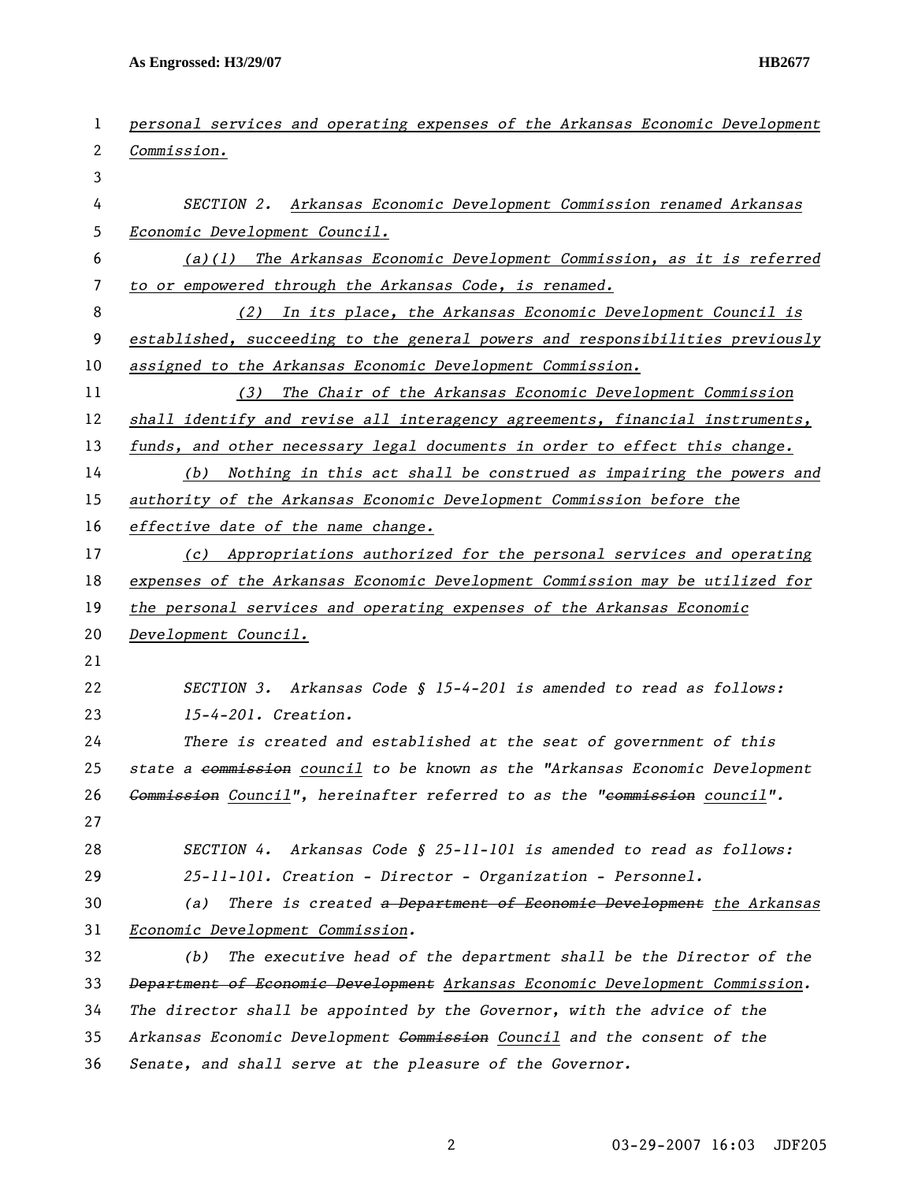personal services and operating expenses of the Arkansas Economic Development Commission.

SECTION 2. Arkansas Economic Development Commission renamed Arkansas Economic Development Council.

(a)(1) The Arkansas Economic Development Commission, as it is referred to or empowered through the Arkansas Code, is renamed.

(2) In its place, the Arkansas Economic Development Council is established, succeeding to the general powers and responsibilities previously assigned to the Arkansas Economic Development Commission.

(3) The Chair of the Arkansas Economic Development Commission shall identify and revise all interagency agreements, financial instruments, funds, and other necessary legal documents in order to effect this change.

(b) Nothing in this act shall be construed as impairing the powers and authority of the Arkansas Economic Development Commission before the effective date of the name change.

(c) Appropriations authorized for the personal services and operating expenses of the Arkansas Economic Development Commission may be utilized for the personal services and operating expenses of the Arkansas Economic Development Council.

SECTION 3. Arkansas Code § 15-4-201 is amended to read as follows:

15-4-201. Creation.

There is created and established at the seat of government of this state a ~~commission~~ council to be known as the "Arkansas Economic Development ~~Commission~~ Council", hereinafter referred to as the "~~commission~~ council".

SECTION 4. Arkansas Code § 25-11-101 is amended to read as follows:

25-11-101. Creation - Director - Organization - Personnel.

(a) There is created ~~a Department of Economic Development~~ the Arkansas Economic Development Commission.

(b) The executive head of the department shall be the Director of the ~~Department of Economic Development~~ Arkansas Economic Development Commission. The director shall be appointed by the Governor, with the advice of the Arkansas Economic Development ~~Commission~~ Council and the consent of the Senate, and shall serve at the pleasure of the Governor.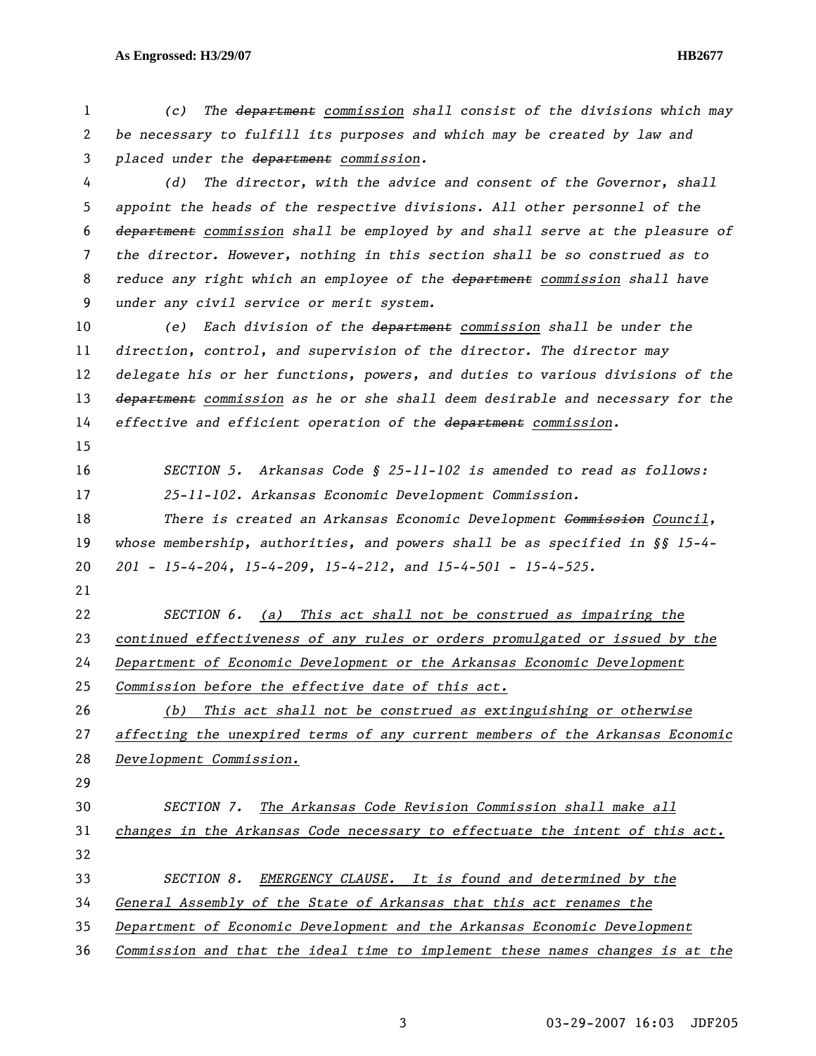(c) The ~~department~~ commission shall consist of the divisions which may be necessary to fulfill its purposes and which may be created by law and placed under the ~~department~~ commission.

(d) The director, with the advice and consent of the Governor, shall appoint the heads of the respective divisions. All other personnel of the ~~department~~ commission shall be employed by and shall serve at the pleasure of the director. However, nothing in this section shall be so construed as to reduce any right which an employee of the ~~department~~ commission shall have under any civil service or merit system.

(e) Each division of the ~~department~~ commission shall be under the direction, control, and supervision of the director. The director may delegate his or her functions, powers, and duties to various divisions of the ~~department~~ commission as he or she shall deem desirable and necessary for the effective and efficient operation of the ~~department~~ commission.

SECTION 5. Arkansas Code § 25-11-102 is amended to read as follows:

25-11-102. Arkansas Economic Development Commission.

There is created an Arkansas Economic Development ~~Commission~~ Council, whose membership, authorities, and powers shall be as specified in §§ 15-4-201 - 15-4-204, 15-4-209, 15-4-212, and 15-4-501 - 15-4-525.

SECTION 6. (a) This act shall not be construed as impairing the continued effectiveness of any rules or orders promulgated or issued by the Department of Economic Development or the Arkansas Economic Development Commission before the effective date of this act.

(b) This act shall not be construed as extinguishing or otherwise affecting the unexpired terms of any current members of the Arkansas Economic Development Commission.

SECTION 7. The Arkansas Code Revision Commission shall make all changes in the Arkansas Code necessary to effectuate the intent of this act.

SECTION 8. EMERGENCY CLAUSE. It is found and determined by the General Assembly of the State of Arkansas that this act renames the Department of Economic Development and the Arkansas Economic Development Commission and that the ideal time to implement these names changes is at the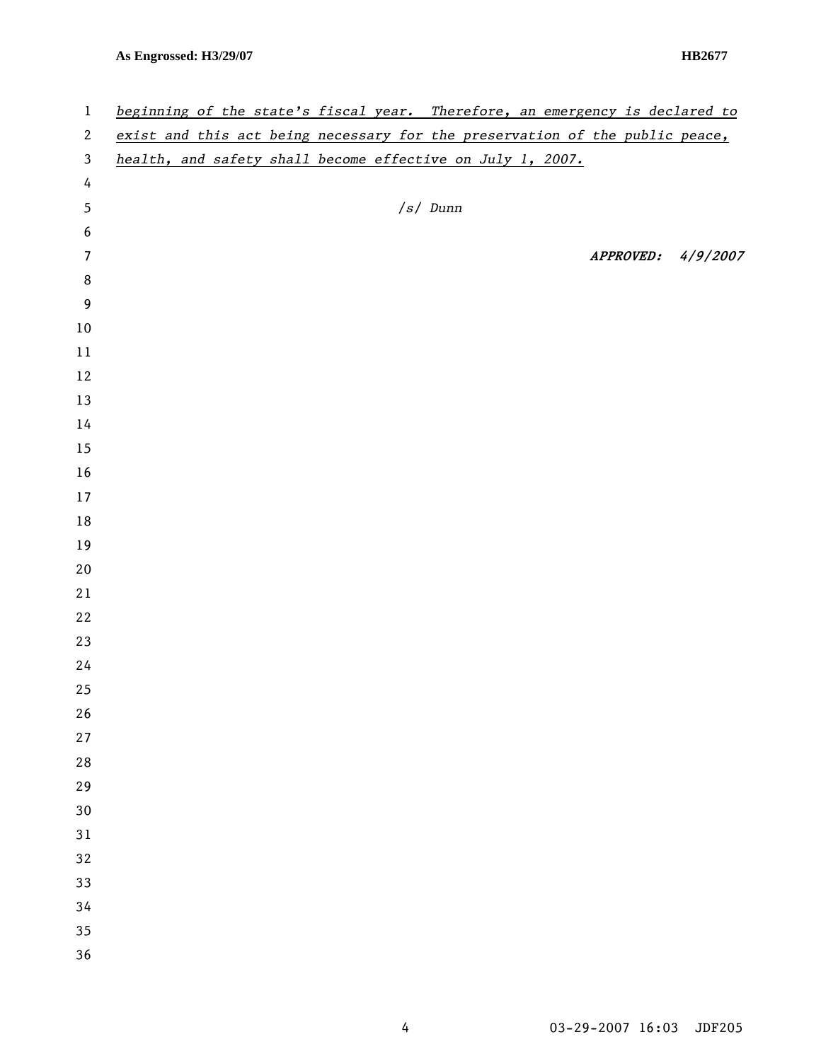*beginning of the state's fiscal year. Therefore, an emergency is declared to exist and this act being necessary for the preservation of the public peace, health, and safety shall become effective on July 1, 2007.*

/s/ Dunn

***APPROVED: 4/9/2007***